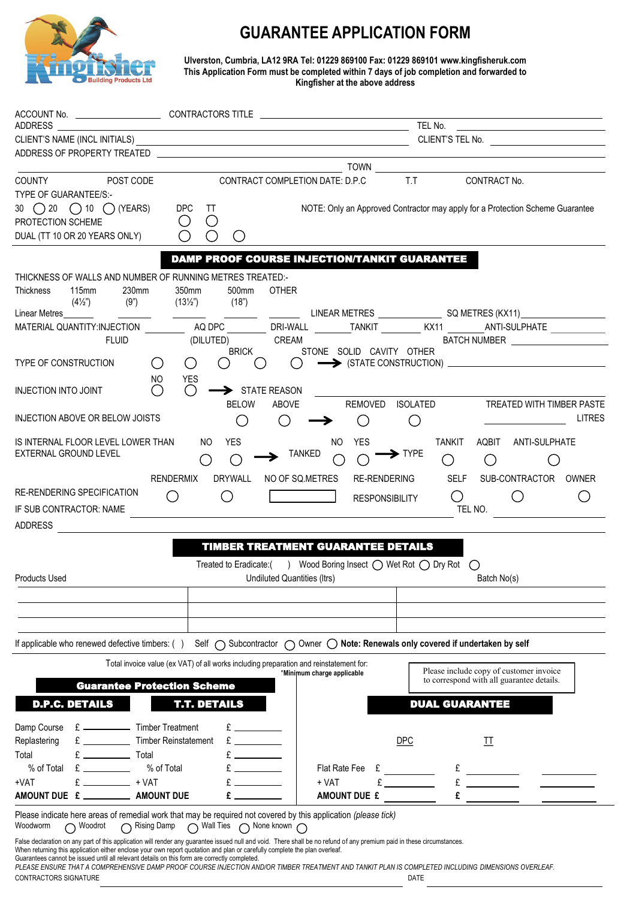Kingfisher Building Products Ltd

# GUARANTEE APPLICATION FORM

**Ulverston, Cumbria, LA12 9RA Tel: 01229 869100 Fax: 01229 869101 www.kingfisheruk.com**
**This Application Form must be completed within 7 days of job completion and forwarded to Kingfisher at the above address**

ACCOUNT No. ______________ CONTRACTORS TITLE ______________________________

ADDRESS ______________________________ TEL No. ______________

CLIENT'S NAME (INCL INITIALS) ______________________________ CLIENT'S TEL No. ______________

ADDRESS OF PROPERTY TREATED ______________________________

______________________________ TOWN ______________

COUNTY ______ POST CODE ______ CONTRACT COMPLETION DATE: D.P.C ______ T.T ______ CONTRACT No. ______

TYPE OF GUARANTEE/S:-

30 ◯ 20 ◯ 10 ◯ (YEARS) DPC TT

PROTECTION SCHEME ◯ ◯

DUAL (TT 10 OR 20 YEARS ONLY) ◯ ◯ ◯

NOTE: Only an Approved Contractor may apply for a Protection Scheme Guarantee

## DAMP PROOF COURSE INJECTION/TANKIT GUARANTEE

THICKNESS OF WALLS AND NUMBER OF RUNNING METRES TREATED:-

| Thickness | 115mm (4½") | 230mm (9") | 350mm (13½") | 500mm (18") | OTHER |
|---|---|---|---|---|---|
| Linear Metres | | | | | |

LINEAR METRES ______ SQ METRES (KX11) ______

MATERIAL QUANTITY: INJECTION FLUID ______ AQ DPC (DILUTED) ______ DRI-WALL CREAM ______ TANKIT ______ KX11 ______ ANTI-SULPHATE ______

BATCH NUMBER ______

TYPE OF CONSTRUCTION: BRICK ◯ STONE ◯ SOLID ◯ CAVITY ◯ OTHER ◯ → (STATE CONSTRUCTION) ______

INJECTION INTO JOINT: NO ◯ YES ◯ → STATE REASON ______

INJECTION ABOVE OR BELOW JOISTS: BELOW ◯ ABOVE ◯ → REMOVED ◯ ISOLATED ◯ TREATED WITH TIMBER PASTE ______ LITRES

IS INTERNAL FLOOR LEVEL LOWER THAN EXTERNAL GROUND LEVEL: NO ◯ YES ◯ → TANKED: NO ◯ YES ◯ → TYPE: TANKIT ◯ AQBIT ◯ ANTI-SULPHATE ◯

RE-RENDERING SPECIFICATION: RENDERMIX ◯ DRYWALL ◯ NO OF SQ.METRES ______ RE-RENDERING RESPONSIBILITY: SELF ◯ SUB-CONTRACTOR ◯ OWNER ◯

IF SUB CONTRACTOR: NAME ______________________________ TEL NO. ______________

ADDRESS ______________________________

## TIMBER TREATMENT GUARANTEE DETAILS

Treated to Eradicate:( ) Wood Boring Insect ◯ Wet Rot ◯ Dry Rot ◯

| Products Used | Undiluted Quantities (ltrs) | Batch No(s) |
|---|---|---|
| | | |
| | | |
| | | |

If applicable who renewed defective timbers: ( ) Self ◯ Subcontractor ◯ Owner ◯ **Note: Renewals only covered if undertaken by self**

Total invoice value (ex VAT) of all works including preparation and reinstatement for:
*Minimum charge applicable

Please include copy of customer invoice to correspond with all guarantee details.

### Guarantee Protection Scheme

| D.P.C. DETAILS | | T.T. DETAILS | |
|---|---|---|---|
| Damp Course | £ ______ | Timber Treatment | £ ______ |
| Replastering | £ ______ | Timber Reinstatement | £ ______ |
| Total | £ ______ | Total | £ ______ |
| % of Total | £ ______ | % of Total | £ ______ |
| +VAT | £ ______ | + VAT | £ ______ |
| **AMOUNT DUE** | **£ ______** | **AMOUNT DUE** | **£ ______** |

### DUAL GUARANTEE

| | DPC | TT | |
|---|---|---|---|
| Flat Rate Fee | £ ______ | £ ______ | ______ |
| + VAT | £ ______ | £ ______ | ______ |
| **AMOUNT DUE** | **£ ______** | **£ ______** | ______ |

Please indicate here areas of remedial work that may be required not covered by this application *(please tick)*
Woodworm ◯ Woodrot ◯ Rising Damp ◯ Wall Ties ◯ None known ◯

False declaration on any part of this application will render any guarantee issued null and void. There shall be no refund of any premium paid in these circumstances.
When returning this application either enclose your own report quotation and plan or carefully complete the plan overleaf.
Guarantees cannot be issued until all relevant details on this form are correctly completed.
*PLEASE ENSURE THAT A COMPREHENSIVE DAMP PROOF COURSE INJECTION AND/OR TIMBER TREATMENT AND TANKIT PLAN IS COMPLETED INCLUDING DIMENSIONS OVERLEAF.*

CONTRACTORS SIGNATURE ______________________________ DATE ______________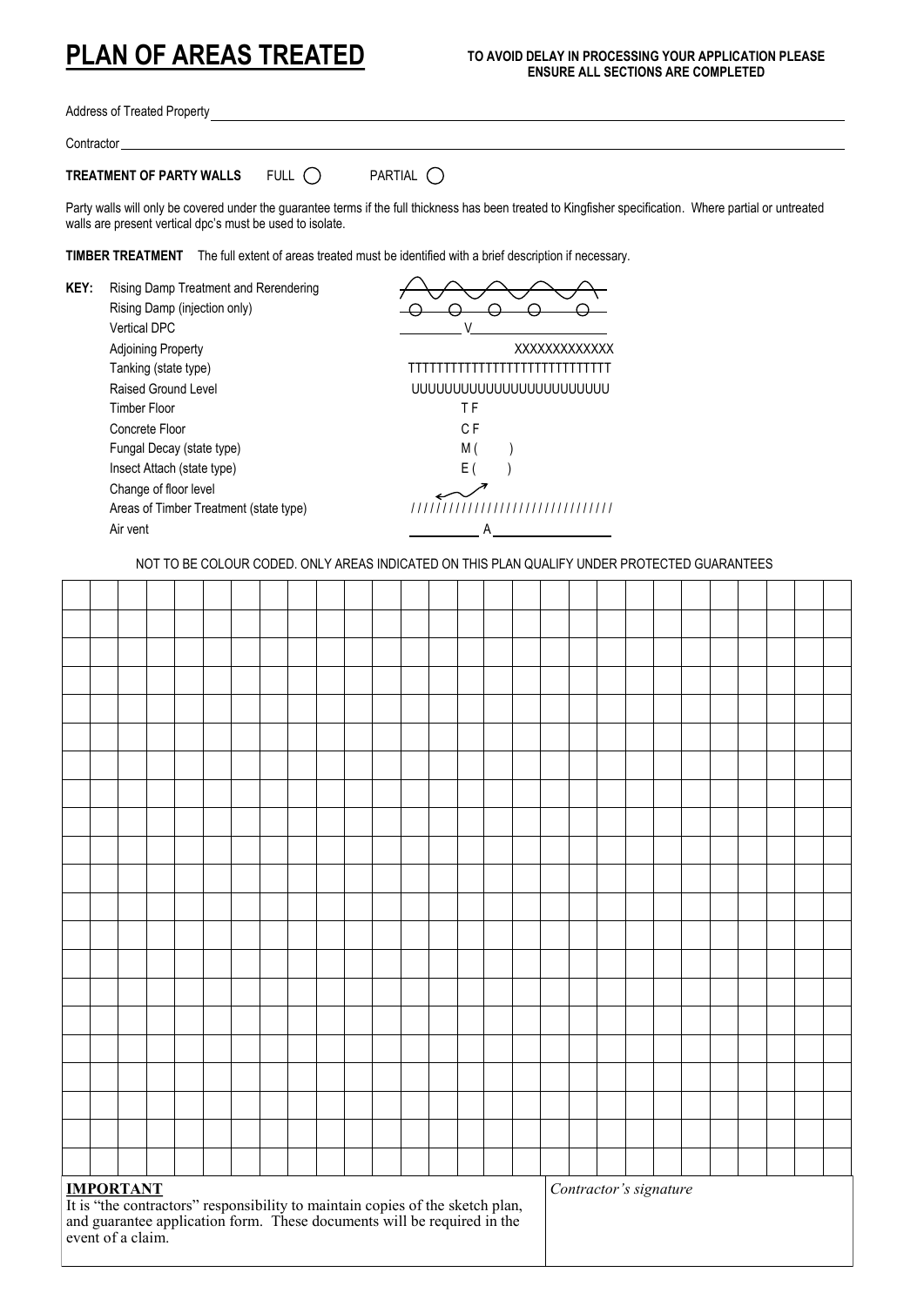# PLAN OF AREAS TREATED

**TO AVOID DELAY IN PROCESSING YOUR APPLICATION PLEASE ENSURE ALL SECTIONS ARE COMPLETED**

Address of Treated Property ______________________________

Contractor ______________________________

**TREATMENT OF PARTY WALLS** FULL ◯ PARTIAL ◯

Party walls will only be covered under the guarantee terms if the full thickness has been treated to Kingfisher specification. Where partial or untreated walls are present vertical dpc's must be used to isolate.

**TIMBER TREATMENT** The full extent of areas treated must be identified with a brief description if necessary.

**KEY:**

| | |
|---|---|
| Rising Damp Treatment and Rerendering | (wavy line symbol) |
| Rising Damp (injection only) | —O—O—O—O—O— |
| Vertical DPC | _____V_____ |
| Adjoining Property | XXXXXXXXXXXX |
| Tanking (state type) | TTTTTTTTTTTTTTTTTTTTTTTTTTTT |
| Raised Ground Level | UUUUUUUUUUUUUUUUUUUUUU |
| Timber Floor | T F |
| Concrete Floor | C F |
| Fungal Decay (state type) | M ( ) |
| Insect Attach (state type) | E ( ) |
| Change of floor level | (double-headed arrow symbol) |
| Areas of Timber Treatment (state type) | //////////////////////////////// |
| Air vent | _____A_____ |

NOT TO BE COLOUR CODED. ONLY AREAS INDICATED ON THIS PLAN QUALIFY UNDER PROTECTED GUARANTEES

**IMPORTANT**

It is "the contractors" responsibility to maintain copies of the sketch plan, and guarantee application form. These documents will be required in the event of a claim.

*Contractor's signature*